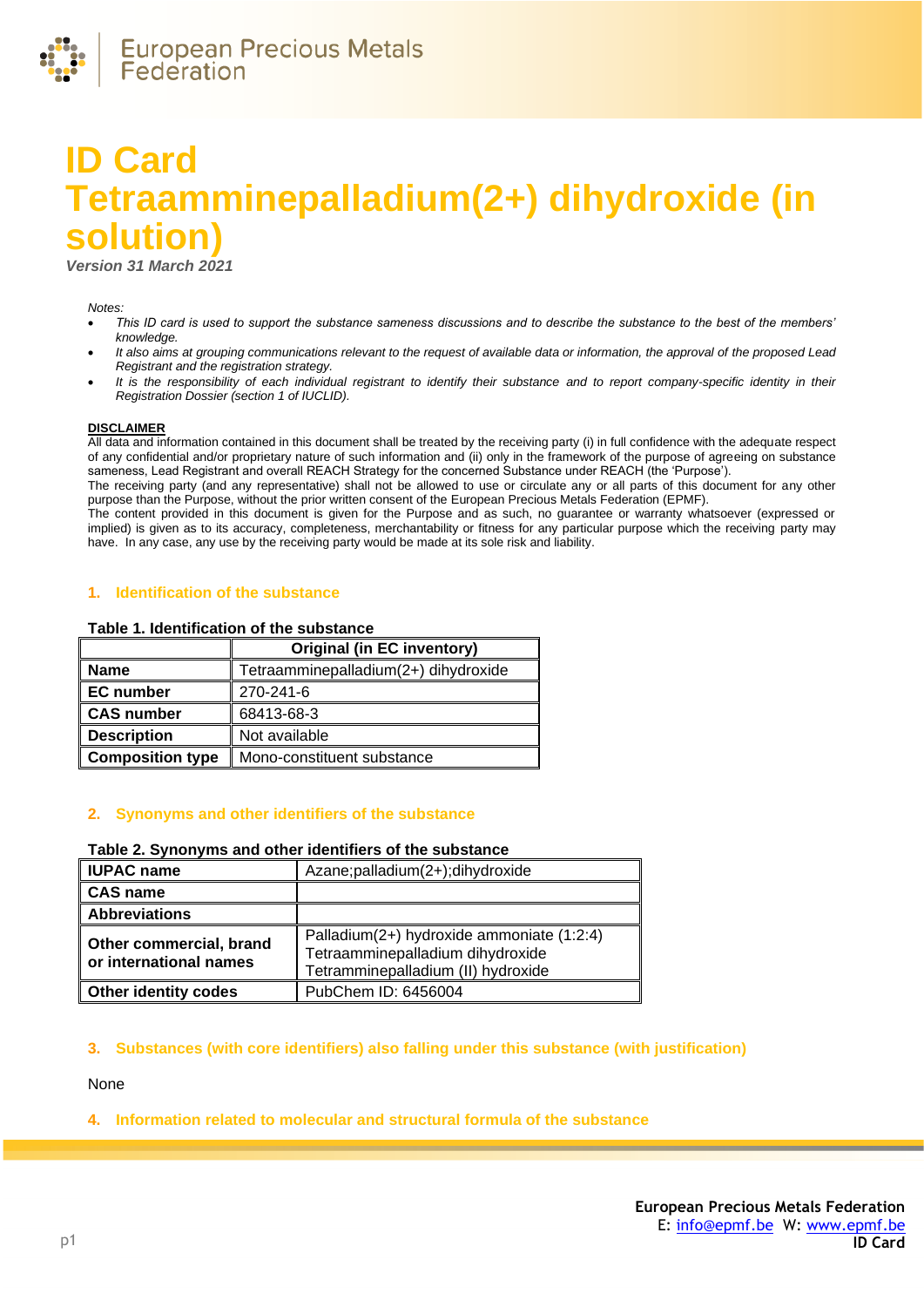# ID Card Tetraamminepalladium(2+) dihydroxide (in solution)

***Version 31 March 2021***

*Notes:*

- *This ID card is used to support the substance sameness discussions and to describe the substance to the best of the members' knowledge.*
- *It also aims at grouping communications relevant to the request of available data or information, the approval of the proposed Lead Registrant and the registration strategy.*
- *It is the responsibility of each individual registrant to identify their substance and to report company-specific identity in their Registration Dossier (section 1 of IUCLID).*

**DISCLAIMER**

All data and information contained in this document shall be treated by the receiving party (i) in full confidence with the adequate respect of any confidential and/or proprietary nature of such information and (ii) only in the framework of the purpose of agreeing on substance sameness, Lead Registrant and overall REACH Strategy for the concerned Substance under REACH (the 'Purpose').
The receiving party (and any representative) shall not be allowed to use or circulate any or all parts of this document for any other purpose than the Purpose, without the prior written consent of the European Precious Metals Federation (EPMF).
The content provided in this document is given for the Purpose and as such, no guarantee or warranty whatsoever (expressed or implied) is given as to its accuracy, completeness, merchantability or fitness for any particular purpose which the receiving party may have. In any case, any use by the receiving party would be made at its sole risk and liability.

## 1. Identification of the substance

**Table 1. Identification of the substance**

| | Original (in EC inventory) |
|---|---|
| **Name** | Tetraamminepalladium(2+) dihydroxide |
| **EC number** | 270-241-6 |
| **CAS number** | 68413-68-3 |
| **Description** | Not available |
| **Composition type** | Mono-constituent substance |

## 2. Synonyms and other identifiers of the substance

**Table 2. Synonyms and other identifiers of the substance**

| | |
|---|---|
| **IUPAC name** | Azane;palladium(2+);dihydroxide |
| **CAS name** | |
| **Abbreviations** | |
| **Other commercial, brand or international names** | Palladium(2+) hydroxide ammoniate (1:2:4)<br>Tetraamminepalladium dihydroxide<br>Tetramminepalladium (II) hydroxide |
| **Other identity codes** | PubChem ID: 6456004 |

## 3. Substances (with core identifiers) also falling under this substance (with justification)

None

## 4. Information related to molecular and structural formula of the substance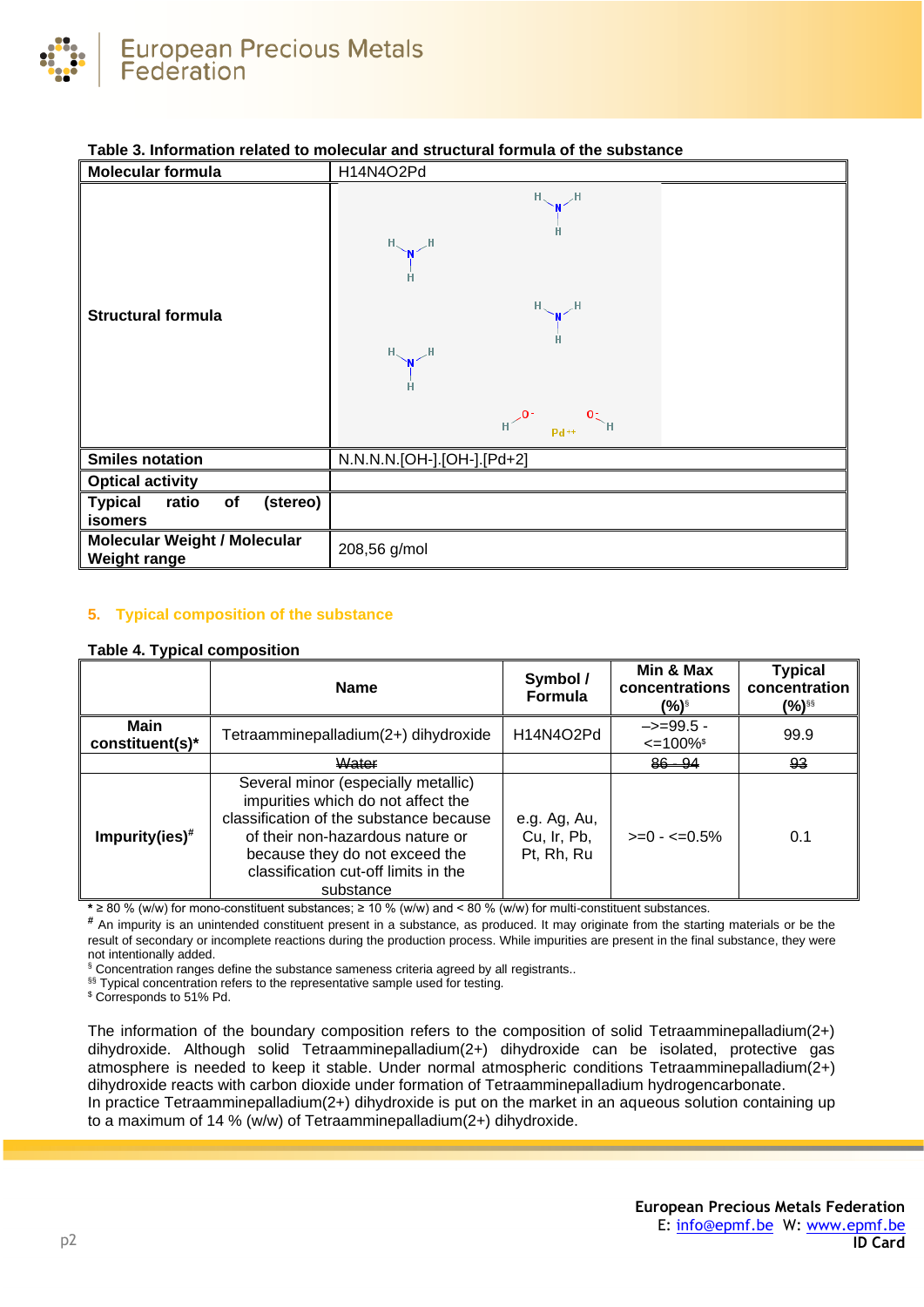**Table 3. Information related to molecular and structural formula of the substance**

| Molecular formula | H14N4O2Pd |
|---|---|
| Structural formula | |
| Smiles notation | N.N.N.N.[OH-].[OH-].[Pd+2] |
| Optical activity | |
| Typical ratio of (stereo) isomers | |
| Molecular Weight / Molecular Weight range | 208,56 g/mol |

## 5. Typical composition of the substance

**Table 4. Typical composition**

| | Name | Symbol / Formula | Min & Max concentrations (%)[§] | Typical concentration (%)[§§] |
|---|---|---|---|---|
| Main constituent(s)* | Tetraamminepalladium(2+) dihydroxide | H14N4O2Pd | –>=99.5 - <=100%[$] | 99.9 |
| | ~~Water~~ | | ~~86 - 94~~ | ~~93~~ |
| Impurity(ies)[#] | Several minor (especially metallic) impurities which do not affect the classification of the substance because of their non-hazardous nature or because they do not exceed the classification cut-off limits in the substance | e.g. Ag, Au, Cu, Ir, Pb, Pt, Rh, Ru | >=0 - <=0.5% | 0.1 |

\* ≥ 80 % (w/w) for mono-constituent substances; ≥ 10 % (w/w) and < 80 % (w/w) for multi-constituent substances.

[#] An impurity is an unintended constituent present in a substance, as produced. It may originate from the starting materials or be the result of secondary or incomplete reactions during the production process. While impurities are present in the final substance, they were not intentionally added.

[§] Concentration ranges define the substance sameness criteria agreed by all registrants..

[§§] Typical concentration refers to the representative sample used for testing.

[$] Corresponds to 51% Pd.

The information of the boundary composition refers to the composition of solid Tetraamminepalladium(2+) dihydroxide. Although solid Tetraamminepalladium(2+) dihydroxide can be isolated, protective gas atmosphere is needed to keep it stable. Under normal atmospheric conditions Tetraamminepalladium(2+) dihydroxide reacts with carbon dioxide under formation of Tetraamminepalladium hydrogencarbonate.
In practice Tetraamminepalladium(2+) dihydroxide is put on the market in an aqueous solution containing up to a maximum of 14 % (w/w) of Tetraamminepalladium(2+) dihydroxide.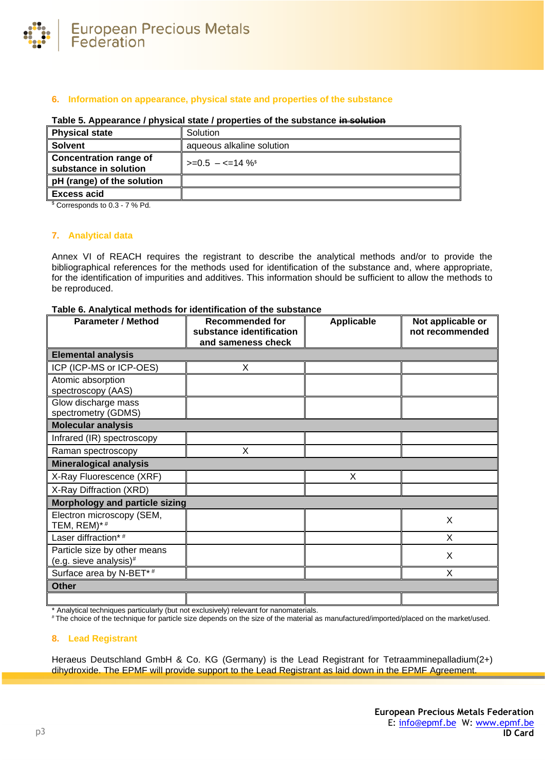## 6. Information on appearance, physical state and properties of the substance

**Table 5. Appearance / physical state / properties of the substance ~~in solution~~**

| | |
|---|---|
| **Physical state** | Solution |
| **Solvent** | aqueous alkaline solution |
| **Concentration range of substance in solution** | >=0.5 – <=14 %[$] |
| **pH (range) of the solution** | |
| **Excess acid** | |

[$] Corresponds to 0.3 - 7 % Pd.

## 7. Analytical data

Annex VI of REACH requires the registrant to describe the analytical methods and/or to provide the bibliographical references for the methods used for identification of the substance and, where appropriate, for the identification of impurities and additives. This information should be sufficient to allow the methods to be reproduced.

**Table 6. Analytical methods for identification of the substance**

| Parameter / Method | Recommended for substance identification and sameness check | Applicable | Not applicable or not recommended |
|---|---|---|---|
| **Elemental analysis** | | | |
| ICP (ICP-MS or ICP-OES) | X | | |
| Atomic absorption spectroscopy (AAS) | | | |
| Glow discharge mass spectrometry (GDMS) | | | |
| **Molecular analysis** | | | |
| Infrared (IR) spectroscopy | | | |
| Raman spectroscopy | X | | |
| **Mineralogical analysis** | | | |
| X-Ray Fluorescence (XRF) | | X | |
| X-Ray Diffraction (XRD) | | | |
| **Morphology and particle sizing** | | | |
| Electron microscopy (SEM, TEM, REM)* # | | | X |
| Laser diffraction* # | | | X |
| Particle size by other means (e.g. sieve analysis)# | | | X |
| Surface area by N-BET* # | | | X |
| **Other** | | | |
| | | | |

\* Analytical techniques particularly (but not exclusively) relevant for nanomaterials.
\# The choice of the technique for particle size depends on the size of the material as manufactured/imported/placed on the market/used.

## 8. Lead Registrant

Heraeus Deutschland GmbH & Co. KG (Germany) is the Lead Registrant for Tetraamminepalladium(2+) dihydroxide. The EPMF will provide support to the Lead Registrant as laid down in the EPMF Agreement.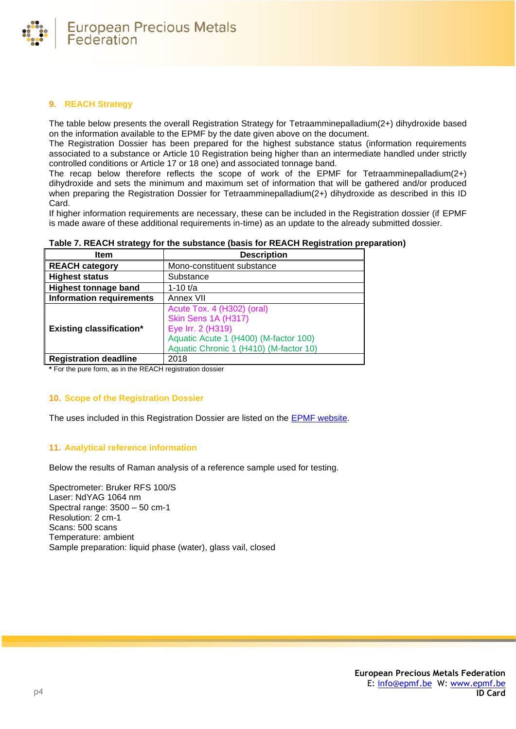## 9. REACH Strategy

The table below presents the overall Registration Strategy for Tetraamminepalladium(2+) dihydroxide based on the information available to the EPMF by the date given above on the document.
The Registration Dossier has been prepared for the highest substance status (information requirements associated to a substance or Article 10 Registration being higher than an intermediate handled under strictly controlled conditions or Article 17 or 18 one) and associated tonnage band.
The recap below therefore reflects the scope of work of the EPMF for Tetraamminepalladium(2+) dihydroxide and sets the minimum and maximum set of information that will be gathered and/or produced when preparing the Registration Dossier for Tetraamminepalladium(2+) dihydroxide as described in this ID Card.
If higher information requirements are necessary, these can be included in the Registration dossier (if EPMF is made aware of these additional requirements in-time) as an update to the already submitted dossier.

**Table 7. REACH strategy for the substance (basis for REACH Registration preparation)**

| Item | Description |
|---|---|
| **REACH category** | Mono-constituent substance |
| **Highest status** | Substance |
| **Highest tonnage band** | 1-10 t/a |
| **Information requirements** | Annex VII |
| **Existing classification*** | Acute Tox. 4 (H302) (oral)<br>Skin Sens 1A (H317)<br>Eye Irr. 2 (H319)<br>Aquatic Acute 1 (H400) (M-factor 100)<br>Aquatic Chronic 1 (H410) (M-factor 10) |
| **Registration deadline** | 2018 |

**\*** For the pure form, as in the REACH registration dossier

## 10. Scope of the Registration Dossier

The uses included in this Registration Dossier are listed on the EPMF website.

## 11. Analytical reference information

Below the results of Raman analysis of a reference sample used for testing.

Spectrometer: Bruker RFS 100/S
Laser: NdYAG 1064 nm
Spectral range: 3500 – 50 cm-1
Resolution: 2 cm-1
Scans: 500 scans
Temperature: ambient
Sample preparation: liquid phase (water), glass vail, closed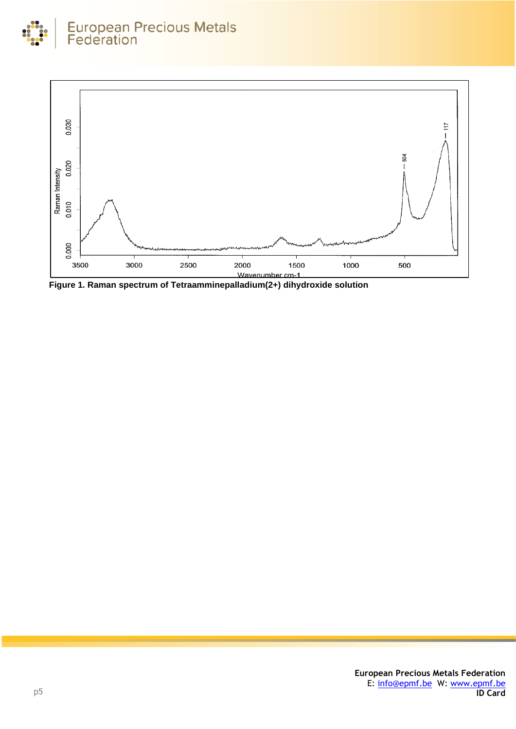Raman Intensity

0.000
0.010
0.020
0.030

504
117

3500
3000
2500
2000
1500
1000
500

Wavenumber cm-1

**Figure 1. Raman spectrum of Tetraamminepalladium(2+) dihydroxide solution**